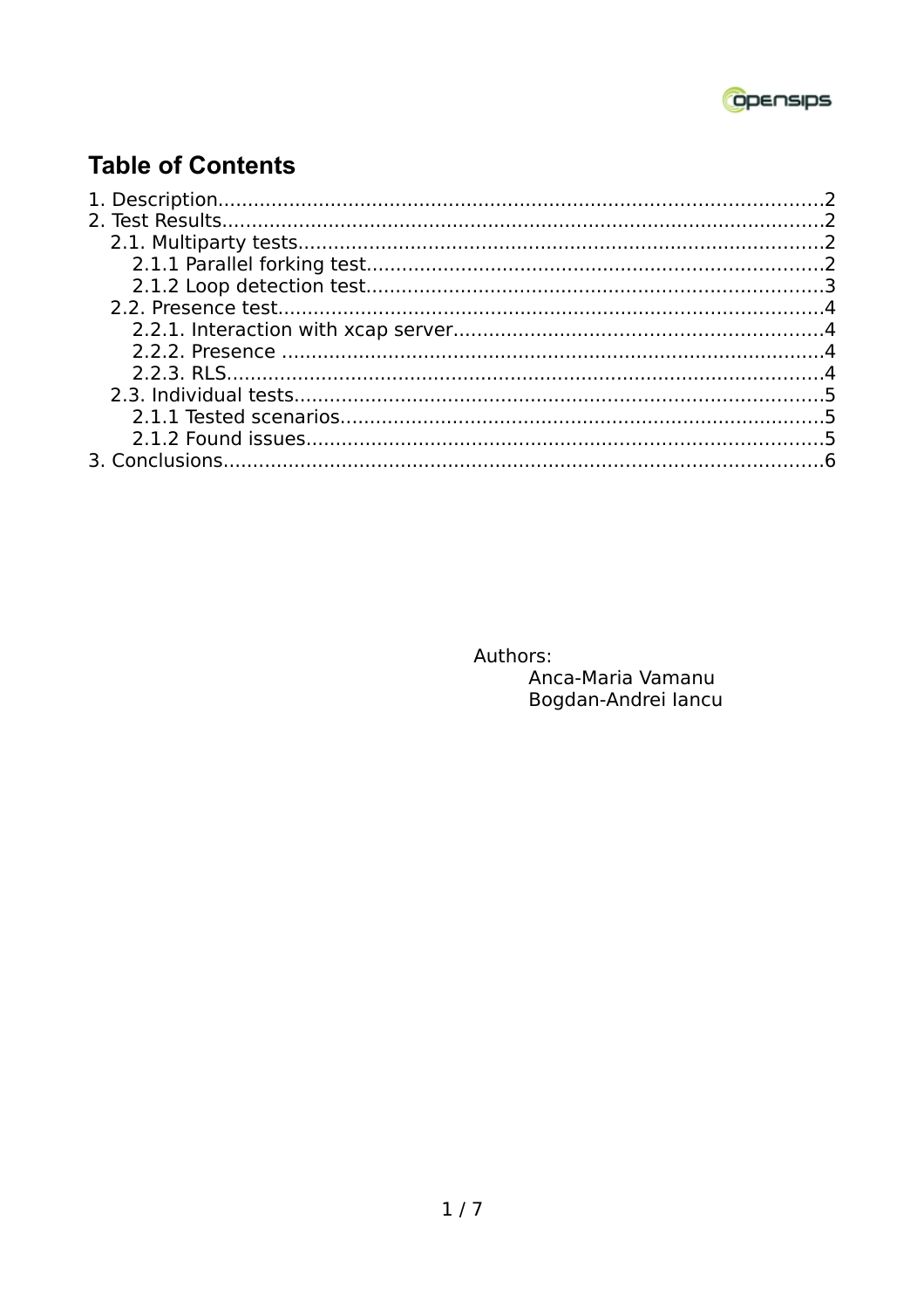# Table of Contents

1. Description....................................................................................................2
2. Test Results...................................................................................................2
   - 2.1. Multiparty tests......................................................................................2
     - 2.1.1 Parallel forking test...........................................................................2
     - 2.1.2 Loop detection test...........................................................................3
   - 2.2. Presence test..........................................................................................4
     - 2.2.1. Interaction with xcap server............................................................4
     - 2.2.2. Presence .........................................................................................4
     - 2.2.3. RLS..................................................................................................4
   - 2.3. Individual tests.......................................................................................5
     - 2.1.1 Tested scenarios................................................................................5
     - 2.1.2 Found issues.....................................................................................5
3. Conclusions....................................................................................................6

Authors:
Anca-Maria Vamanu
Bogdan-Andrei Iancu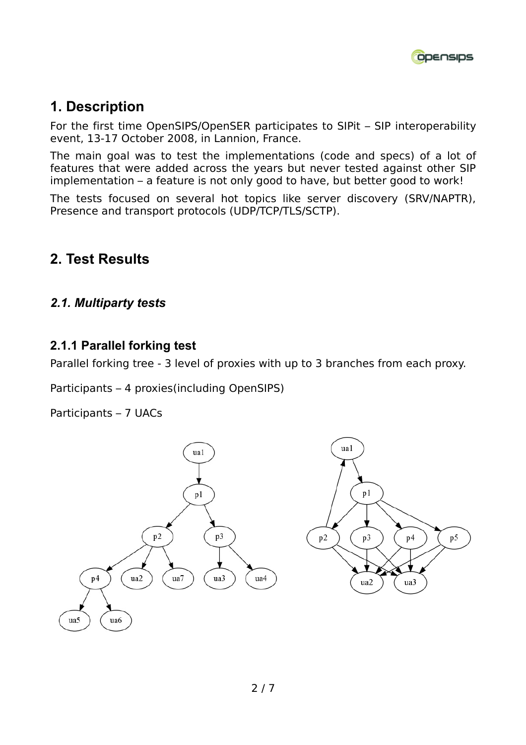## 1. Description

For the first time OpenSIPS/OpenSER participates to SIPit – SIP interoperability event, 13-17 October 2008, in Lannion, France.

The main goal was to test the implementations (code and specs) of a lot of features that were added across the years but never tested against other SIP implementation – a feature is not only good to have, but better good to work!

The tests focused on several hot topics like server discovery (SRV/NAPTR), Presence and transport protocols (UDP/TCP/TLS/SCTP).

## 2. Test Results

### *2.1. Multiparty tests*

#### 2.1.1 Parallel forking test

Parallel forking tree - 3 level of proxies with up to 3 branches from each proxy.

Participants – 4 proxies(including OpenSIPS)

Participants – 7 UACs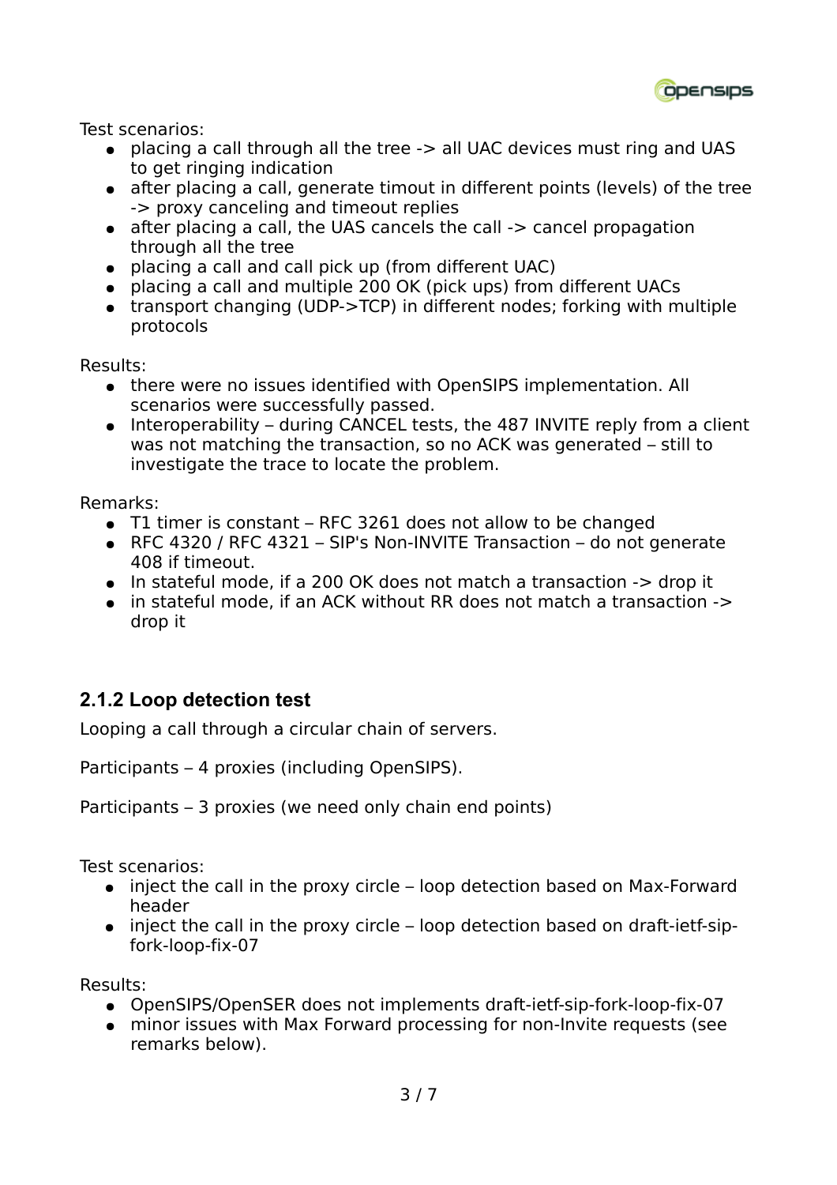Test scenarios:

- placing a call through all the tree -> all UAC devices must ring and UAS to get ringing indication
- after placing a call, generate timout in different points (levels) of the tree -> proxy canceling and timeout replies
- after placing a call, the UAS cancels the call -> cancel propagation through all the tree
- placing a call and call pick up (from different UAC)
- placing a call and multiple 200 OK (pick ups) from different UACs
- transport changing (UDP->TCP) in different nodes; forking with multiple protocols

Results:

- there were no issues identified with OpenSIPS implementation. All scenarios were successfully passed.
- Interoperability – during CANCEL tests, the 487 INVITE reply from a client was not matching the transaction, so no ACK was generated – still to investigate the trace to locate the problem.

Remarks:

- T1 timer is constant – RFC 3261 does not allow to be changed
- RFC 4320 / RFC 4321 – SIP's Non-INVITE Transaction – do not generate 408 if timeout.
- In stateful mode, if a 200 OK does not match a transaction -> drop it
- in stateful mode, if an ACK without RR does not match a transaction -> drop it

### 2.1.2 Loop detection test

Looping a call through a circular chain of servers.

Participants – 4 proxies (including OpenSIPS).

Participants – 3 proxies (we need only chain end points)

Test scenarios:

- inject the call in the proxy circle – loop detection based on Max-Forward header
- inject the call in the proxy circle – loop detection based on draft-ietf-sip-fork-loop-fix-07

Results:

- OpenSIPS/OpenSER does not implements draft-ietf-sip-fork-loop-fix-07
- minor issues with Max Forward processing for non-Invite requests (see remarks below).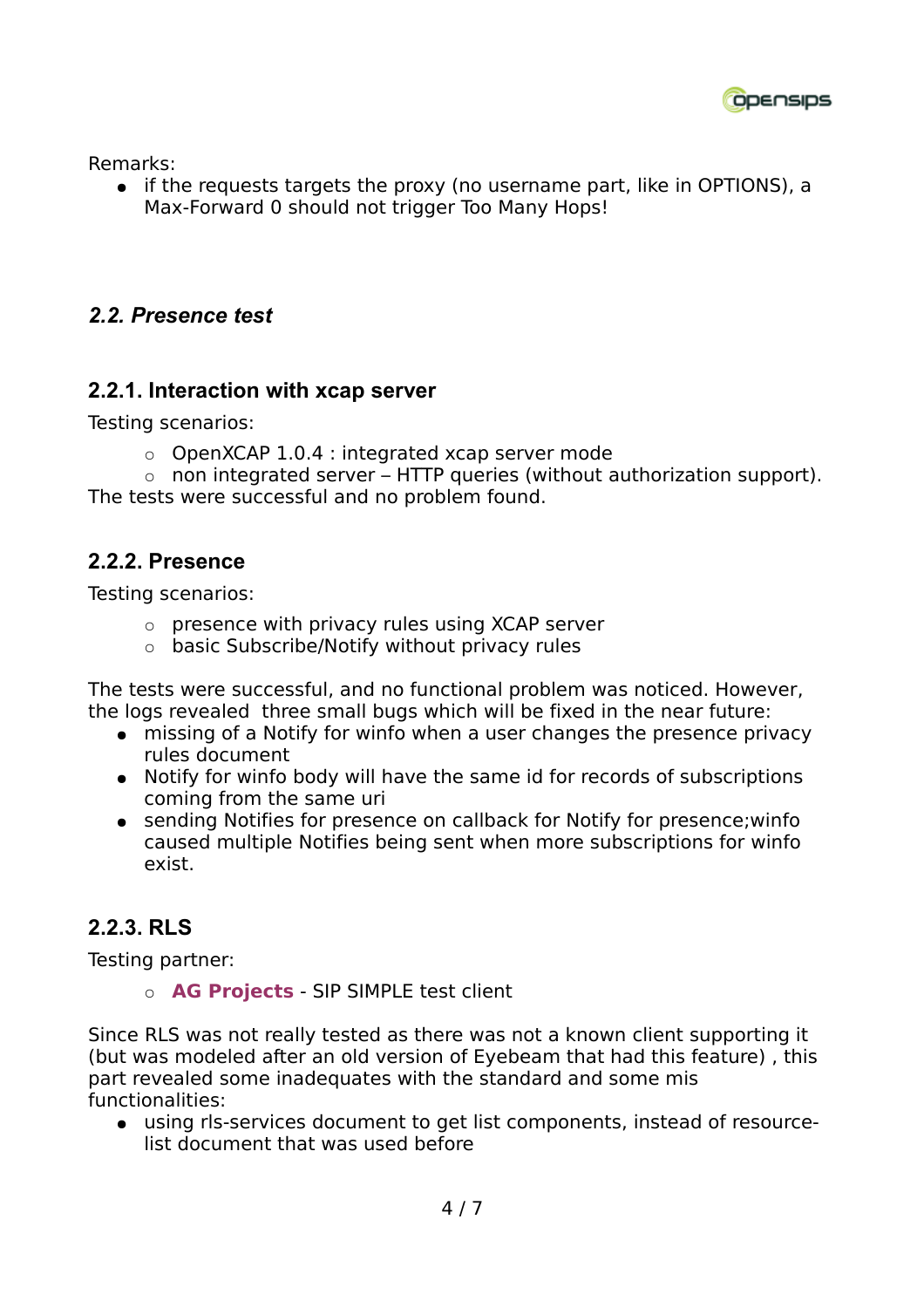Remarks:

- if the requests targets the proxy (no username part, like in OPTIONS), a Max-Forward 0 should not trigger Too Many Hops!

## *2.2. Presence test*

### 2.2.1. Interaction with xcap server

Testing scenarios:

- OpenXCAP 1.0.4 : integrated xcap server mode
- non integrated server – HTTP queries (without authorization support).

The tests were successful and no problem found.

### 2.2.2. Presence

Testing scenarios:

- presence with privacy rules using XCAP server
- basic Subscribe/Notify without privacy rules

The tests were successful, and no functional problem was noticed. However, the logs revealed three small bugs which will be fixed in the near future:

- missing of a Notify for winfo when a user changes the presence privacy rules document
- Notify for winfo body will have the same id for records of subscriptions coming from the same uri
- sending Notifies for presence on callback for Notify for presence;winfo caused multiple Notifies being sent when more subscriptions for winfo exist.

### 2.2.3. RLS

Testing partner:

- **AG Projects** - SIP SIMPLE test client

Since RLS was not really tested as there was not a known client supporting it (but was modeled after an old version of Eyebeam that had this feature) , this part revealed some inadequates with the standard and some mis functionalities:

- using rls-services document to get list components, instead of resource-list document that was used before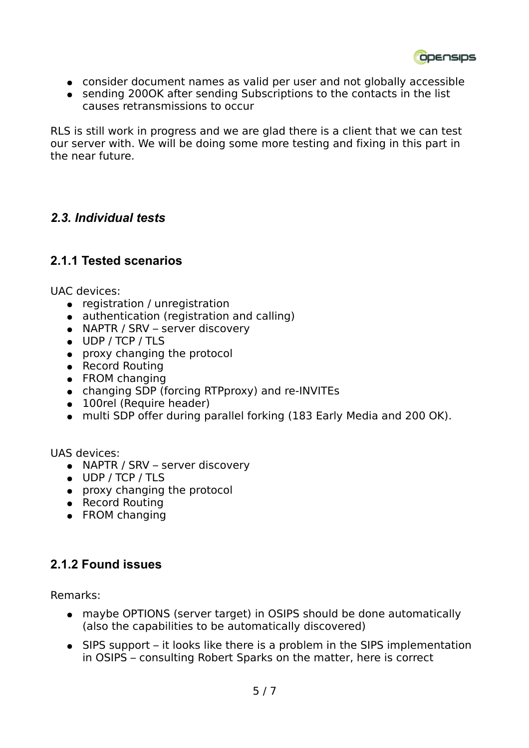- consider document names as valid per user and not globally accessible
- sending 200OK after sending Subscriptions to the contacts in the list causes retransmissions to occur

RLS is still work in progress and we are glad there is a client that we can test our server with. We will be doing some more testing and fixing in this part in the near future.

## *2.3. Individual tests*

### 2.1.1 Tested scenarios

UAC devices:

- registration / unregistration
- authentication (registration and calling)
- NAPTR / SRV – server discovery
- UDP / TCP / TLS
- proxy changing the protocol
- Record Routing
- FROM changing
- changing SDP (forcing RTPproxy) and re-INVITEs
- 100rel (Require header)
- multi SDP offer during parallel forking (183 Early Media and 200 OK).

UAS devices:

- NAPTR / SRV – server discovery
- UDP / TCP / TLS
- proxy changing the protocol
- Record Routing
- FROM changing

### 2.1.2 Found issues

Remarks:

- maybe OPTIONS (server target) in OSIPS should be done automatically (also the capabilities to be automatically discovered)
- SIPS support – it looks like there is a problem in the SIPS implementation in OSIPS – consulting Robert Sparks on the matter, here is correct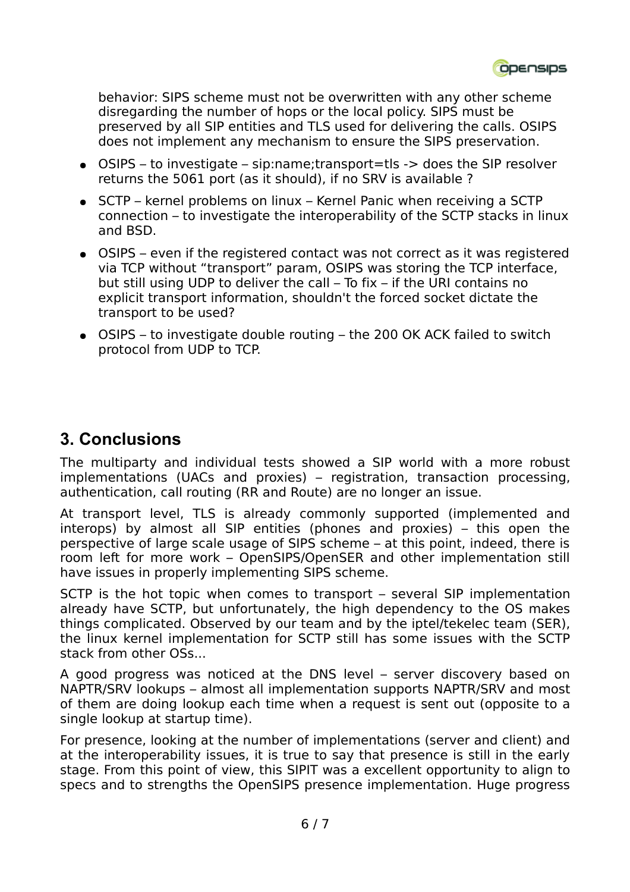behavior: SIPS scheme must not be overwritten with any other scheme disregarding the number of hops or the local policy. SIPS must be preserved by all SIP entities and TLS used for delivering the calls. OSIPS does not implement any mechanism to ensure the SIPS preservation.

- OSIPS – to investigate – sip:name;transport=tls -> does the SIP resolver returns the 5061 port (as it should), if no SRV is available ?
- SCTP – kernel problems on linux – Kernel Panic when receiving a SCTP connection – to investigate the interoperability of the SCTP stacks in linux and BSD.
- OSIPS – even if the registered contact was not correct as it was registered via TCP without “transport” param, OSIPS was storing the TCP interface, but still using UDP to deliver the call – To fix – if the URI contains no explicit transport information, shouldn't the forced socket dictate the transport to be used?
- OSIPS – to investigate double routing – the 200 OK ACK failed to switch protocol from UDP to TCP.

## 3. Conclusions

The multiparty and individual tests showed a SIP world with a more robust implementations (UACs and proxies) – registration, transaction processing, authentication, call routing (RR and Route) are no longer an issue.

At transport level, TLS is already commonly supported (implemented and interops) by almost all SIP entities (phones and proxies) – this open the perspective of large scale usage of SIPS scheme – at this point, indeed, there is room left for more work – OpenSIPS/OpenSER and other implementation still have issues in properly implementing SIPS scheme.

SCTP is the hot topic when comes to transport – several SIP implementation already have SCTP, but unfortunately, the high dependency to the OS makes things complicated. Observed by our team and by the iptel/tekelec team (SER), the linux kernel implementation for SCTP still has some issues with the SCTP stack from other OSs...

A good progress was noticed at the DNS level – server discovery based on NAPTR/SRV lookups – almost all implementation supports NAPTR/SRV and most of them are doing lookup each time when a request is sent out (opposite to a single lookup at startup time).

For presence, looking at the number of implementations (server and client) and at the interoperability issues, it is true to say that presence is still in the early stage. From this point of view, this SIPIT was a excellent opportunity to align to specs and to strengths the OpenSIPS presence implementation. Huge progress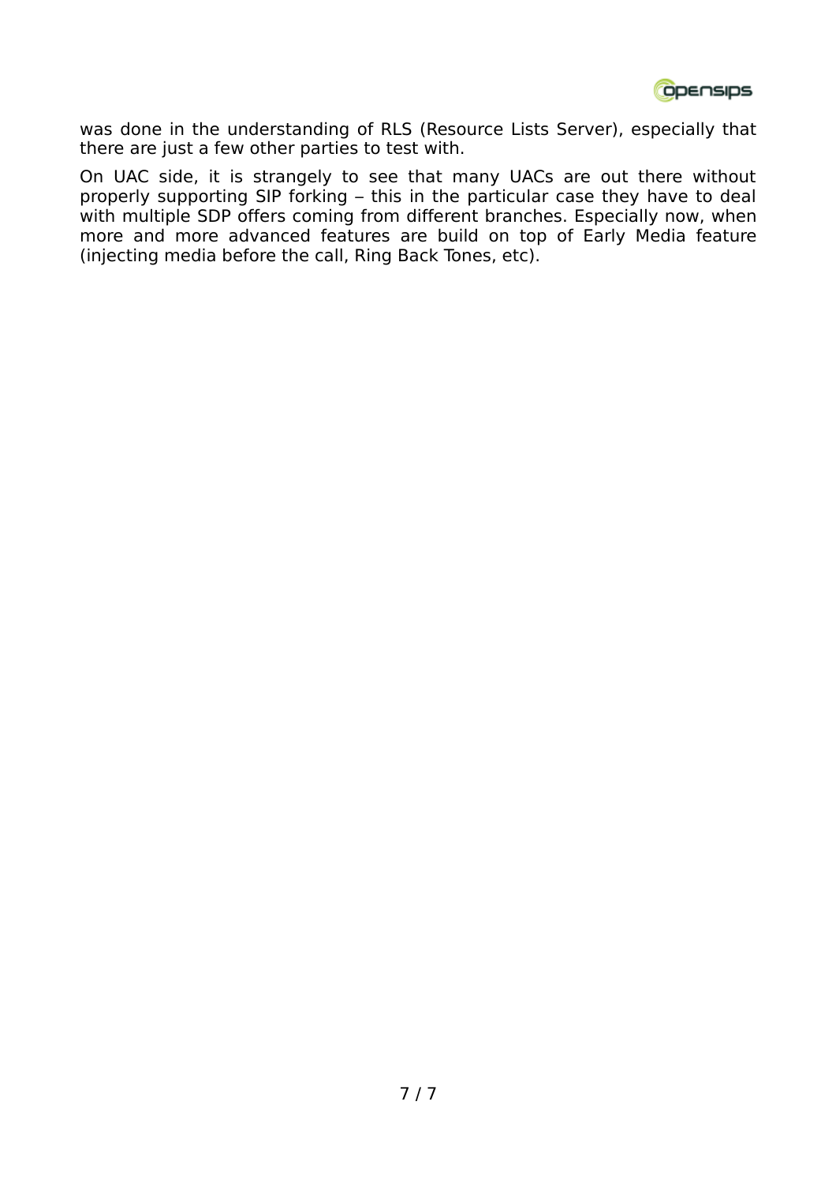was done in the understanding of RLS (Resource Lists Server), especially that there are just a few other parties to test with.

On UAC side, it is strangely to see that many UACs are out there without properly supporting SIP forking – this in the particular case they have to deal with multiple SDP offers coming from different branches. Especially now, when more and more advanced features are build on top of Early Media feature (injecting media before the call, Ring Back Tones, etc).